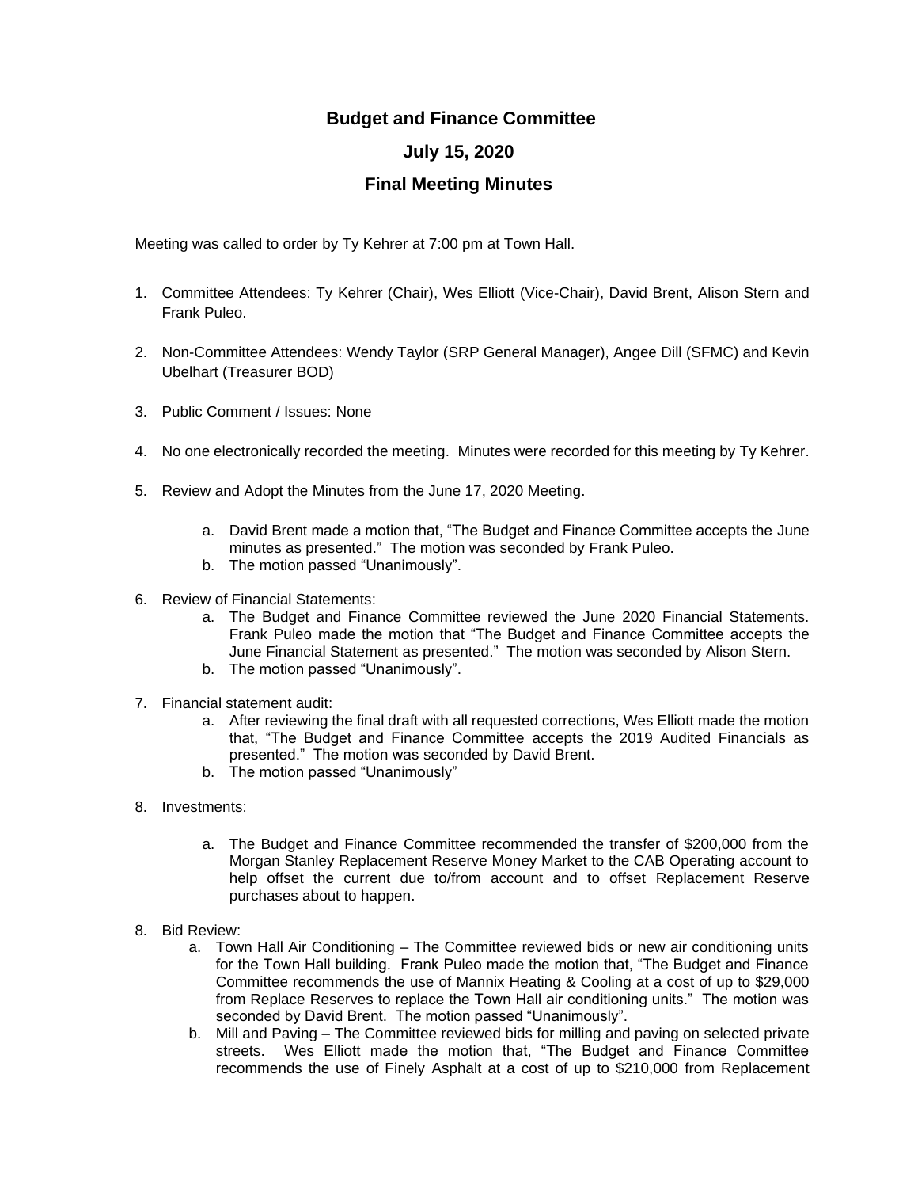# Budget and Finance Committee

## July 15, 2020

## Final Meeting Minutes

Meeting was called to order by Ty Kehrer at 7:00 pm at Town Hall.

1. Committee Attendees: Ty Kehrer (Chair), Wes Elliott (Vice-Chair), David Brent, Alison Stern and Frank Puleo.

2. Non-Committee Attendees: Wendy Taylor (SRP General Manager), Angee Dill (SFMC) and Kevin Ubelhart (Treasurer BOD)

3. Public Comment / Issues: None

4. No one electronically recorded the meeting. Minutes were recorded for this meeting by Ty Kehrer.

5. Review and Adopt the Minutes from the June 17, 2020 Meeting.

   a. David Brent made a motion that, "The Budget and Finance Committee accepts the June minutes as presented." The motion was seconded by Frank Puleo.
   b. The motion passed "Unanimously".

6. Review of Financial Statements:
   a. The Budget and Finance Committee reviewed the June 2020 Financial Statements. Frank Puleo made the motion that "The Budget and Finance Committee accepts the June Financial Statement as presented." The motion was seconded by Alison Stern.
   b. The motion passed "Unanimously".

7. Financial statement audit:
   a. After reviewing the final draft with all requested corrections, Wes Elliott made the motion that, "The Budget and Finance Committee accepts the 2019 Audited Financials as presented." The motion was seconded by David Brent.
   b. The motion passed "Unanimously"

8. Investments:

   a. The Budget and Finance Committee recommended the transfer of $200,000 from the Morgan Stanley Replacement Reserve Money Market to the CAB Operating account to help offset the current due to/from account and to offset Replacement Reserve purchases about to happen.

8. Bid Review:
   a. Town Hall Air Conditioning – The Committee reviewed bids or new air conditioning units for the Town Hall building. Frank Puleo made the motion that, "The Budget and Finance Committee recommends the use of Mannix Heating & Cooling at a cost of up to $29,000 from Replace Reserves to replace the Town Hall air conditioning units." The motion was seconded by David Brent. The motion passed "Unanimously".
   b. Mill and Paving – The Committee reviewed bids for milling and paving on selected private streets. Wes Elliott made the motion that, "The Budget and Finance Committee recommends the use of Finely Asphalt at a cost of up to $210,000 from Replacement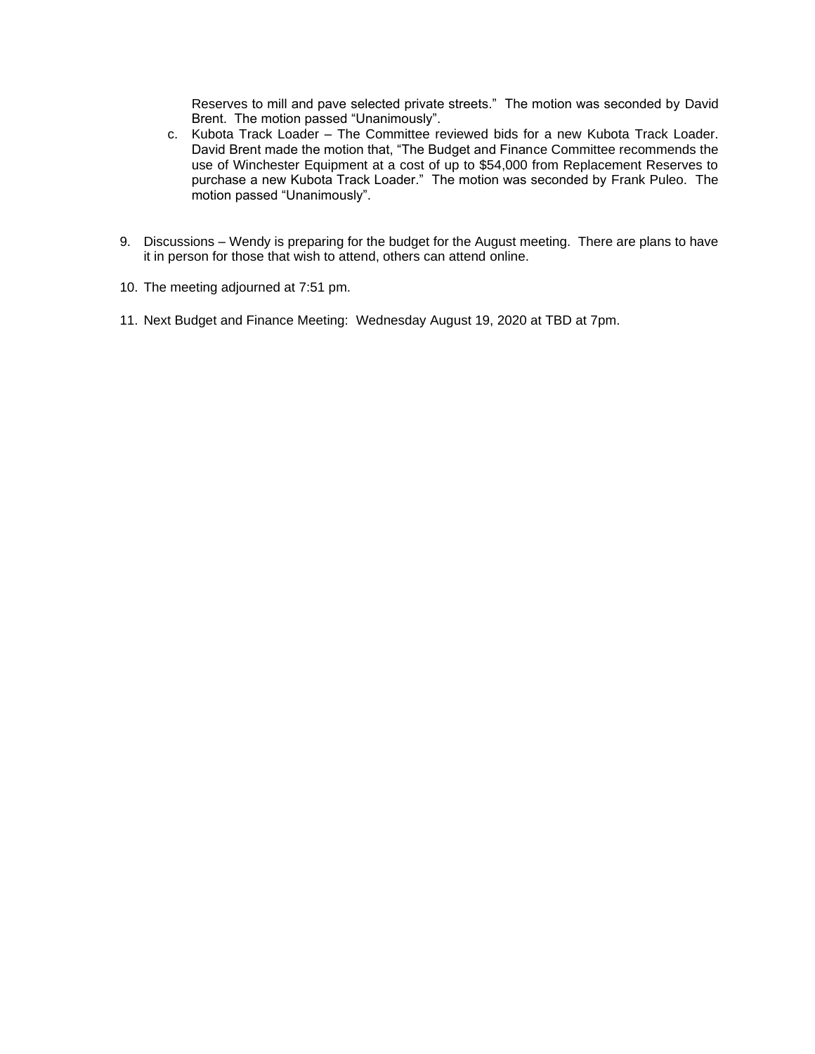Reserves to mill and pave selected private streets." The motion was seconded by David Brent. The motion passed "Unanimously".

c. Kubota Track Loader – The Committee reviewed bids for a new Kubota Track Loader. David Brent made the motion that, "The Budget and Finance Committee recommends the use of Winchester Equipment at a cost of up to $54,000 from Replacement Reserves to purchase a new Kubota Track Loader." The motion was seconded by Frank Puleo. The motion passed "Unanimously".

9. Discussions – Wendy is preparing for the budget for the August meeting. There are plans to have it in person for those that wish to attend, others can attend online.

10. The meeting adjourned at 7:51 pm.

11. Next Budget and Finance Meeting: Wednesday August 19, 2020 at TBD at 7pm.